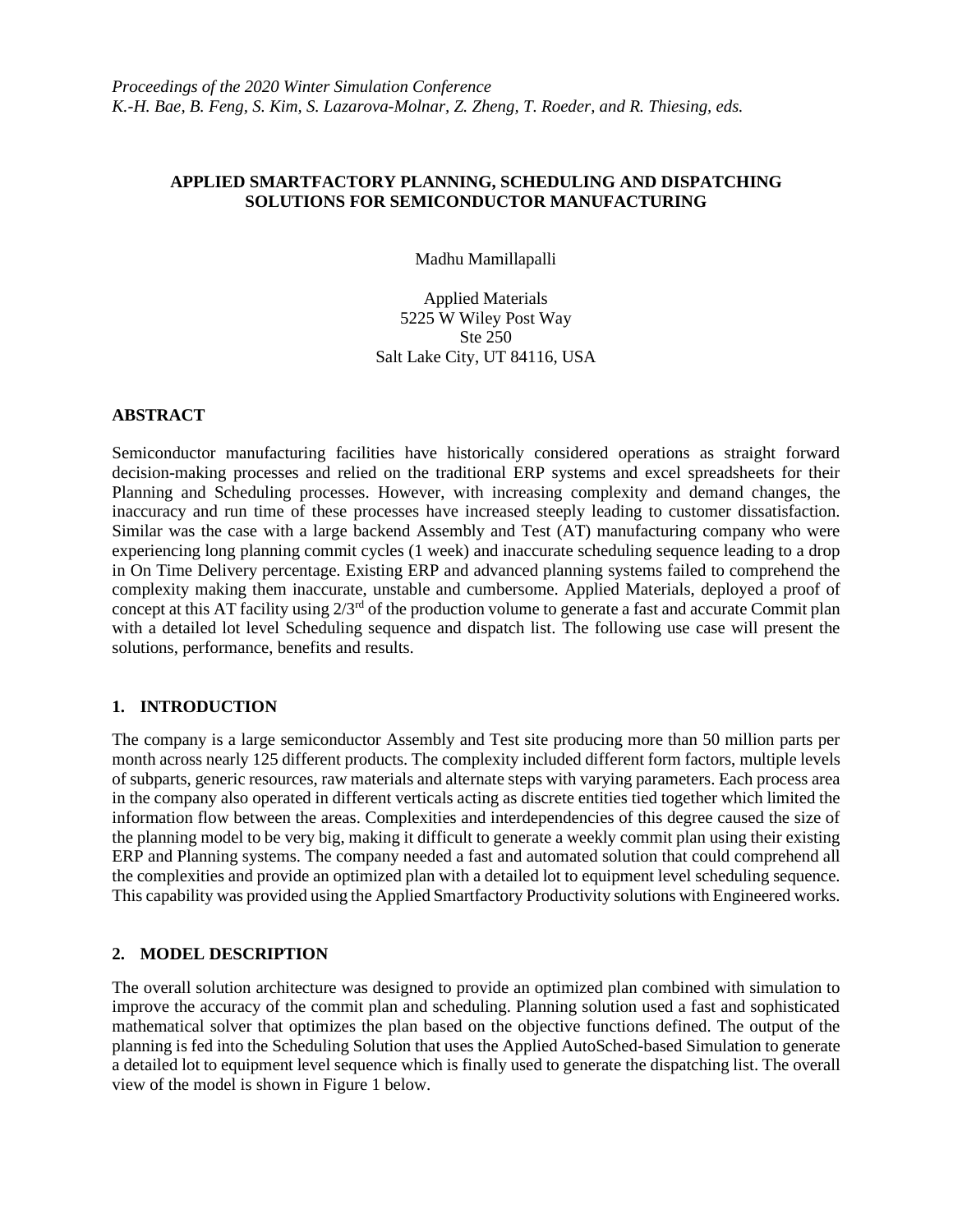*Proceedings of the 2020 Winter Simulation Conference*
*K.-H. Bae, B. Feng, S. Kim, S. Lazarova-Molnar, Z. Zheng, T. Roeder, and R. Thiesing, eds.*

# APPLIED SMARTFACTORY PLANNING, SCHEDULING AND DISPATCHING SOLUTIONS FOR SEMICONDUCTOR MANUFACTURING

Madhu Mamillapalli

Applied Materials
5225 W Wiley Post Way
Ste 250
Salt Lake City, UT 84116, USA

## ABSTRACT

Semiconductor manufacturing facilities have historically considered operations as straight forward decision-making processes and relied on the traditional ERP systems and excel spreadsheets for their Planning and Scheduling processes. However, with increasing complexity and demand changes, the inaccuracy and run time of these processes have increased steeply leading to customer dissatisfaction. Similar was the case with a large backend Assembly and Test (AT) manufacturing company who were experiencing long planning commit cycles (1 week) and inaccurate scheduling sequence leading to a drop in On Time Delivery percentage. Existing ERP and advanced planning systems failed to comprehend the complexity making them inaccurate, unstable and cumbersome. Applied Materials, deployed a proof of concept at this AT facility using 2/3rd of the production volume to generate a fast and accurate Commit plan with a detailed lot level Scheduling sequence and dispatch list. The following use case will present the solutions, performance, benefits and results.

## 1. INTRODUCTION

The company is a large semiconductor Assembly and Test site producing more than 50 million parts per month across nearly 125 different products. The complexity included different form factors, multiple levels of subparts, generic resources, raw materials and alternate steps with varying parameters. Each process area in the company also operated in different verticals acting as discrete entities tied together which limited the information flow between the areas. Complexities and interdependencies of this degree caused the size of the planning model to be very big, making it difficult to generate a weekly commit plan using their existing ERP and Planning systems. The company needed a fast and automated solution that could comprehend all the complexities and provide an optimized plan with a detailed lot to equipment level scheduling sequence. This capability was provided using the Applied Smartfactory Productivity solutions with Engineered works.

## 2. MODEL DESCRIPTION

The overall solution architecture was designed to provide an optimized plan combined with simulation to improve the accuracy of the commit plan and scheduling. Planning solution used a fast and sophisticated mathematical solver that optimizes the plan based on the objective functions defined. The output of the planning is fed into the Scheduling Solution that uses the Applied AutoSched-based Simulation to generate a detailed lot to equipment level sequence which is finally used to generate the dispatching list. The overall view of the model is shown in Figure 1 below.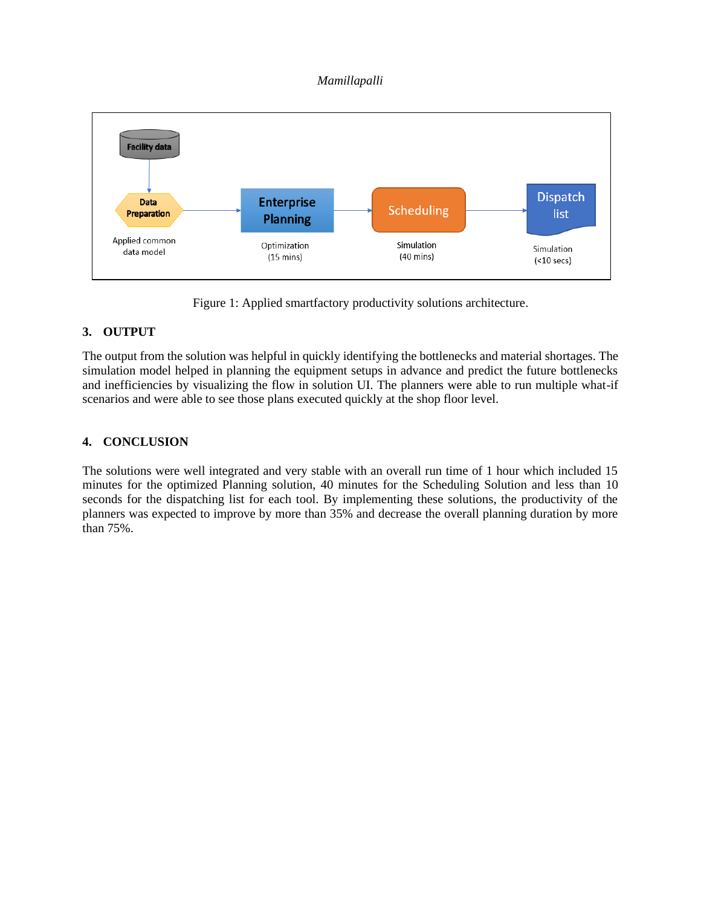Facility data

Data Preparation

Applied common data model

Enterprise Planning

Optimization (15 mins)

Scheduling

Simulation (40 mins)

Dispatch list

Simulation (<10 secs)

Figure 1: Applied smartfactory productivity solutions architecture.

## 3. OUTPUT

The output from the solution was helpful in quickly identifying the bottlenecks and material shortages. The simulation model helped in planning the equipment setups in advance and predict the future bottlenecks and inefficiencies by visualizing the flow in solution UI. The planners were able to run multiple what-if scenarios and were able to see those plans executed quickly at the shop floor level.

## 4. CONCLUSION

The solutions were well integrated and very stable with an overall run time of 1 hour which included 15 minutes for the optimized Planning solution, 40 minutes for the Scheduling Solution and less than 10 seconds for the dispatching list for each tool. By implementing these solutions, the productivity of the planners was expected to improve by more than 35% and decrease the overall planning duration by more than 75%.